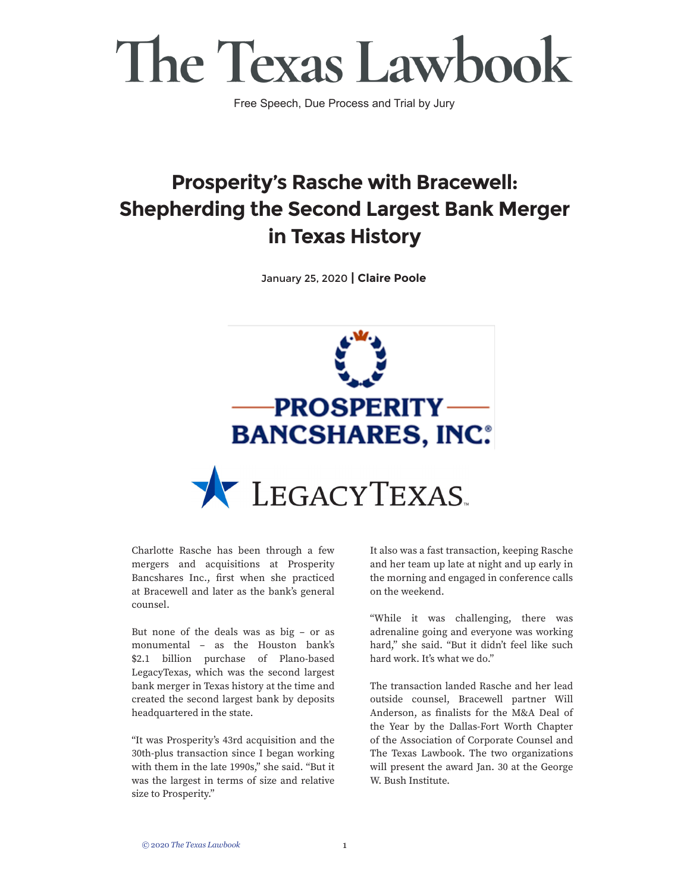# The Texas Lawbook

Free Speech, Due Process and Trial by Jury

## Prosperity's Rasche with Bracewell: Shepherding the Second Largest Bank Merger in Texas History

January 25, 2020 | **Claire Poole**

Charlotte Rasche has been through a few mergers and acquisitions at Prosperity Bancshares Inc., first when she practiced at Bracewell and later as the bank's general counsel.

But none of the deals was as big – or as monumental – as the Houston bank's $2.1 billion purchase of Plano-based LegacyTexas, which was the second largest bank merger in Texas history at the time and created the second largest bank by deposits headquartered in the state.

"It was Prosperity's 43rd acquisition and the 30th-plus transaction since I began working with them in the late 1990s," she said. "But it was the largest in terms of size and relative size to Prosperity."

It also was a fast transaction, keeping Rasche and her team up late at night and up early in the morning and engaged in conference calls on the weekend.

"While it was challenging, there was adrenaline going and everyone was working hard," she said. "But it didn't feel like such hard work. It's what we do."

The transaction landed Rasche and her lead outside counsel, Bracewell partner Will Anderson, as finalists for the M&A Deal of the Year by the Dallas-Fort Worth Chapter of the Association of Corporate Counsel and The Texas Lawbook. The two organizations will present the award Jan. 30 at the George W. Bush Institute.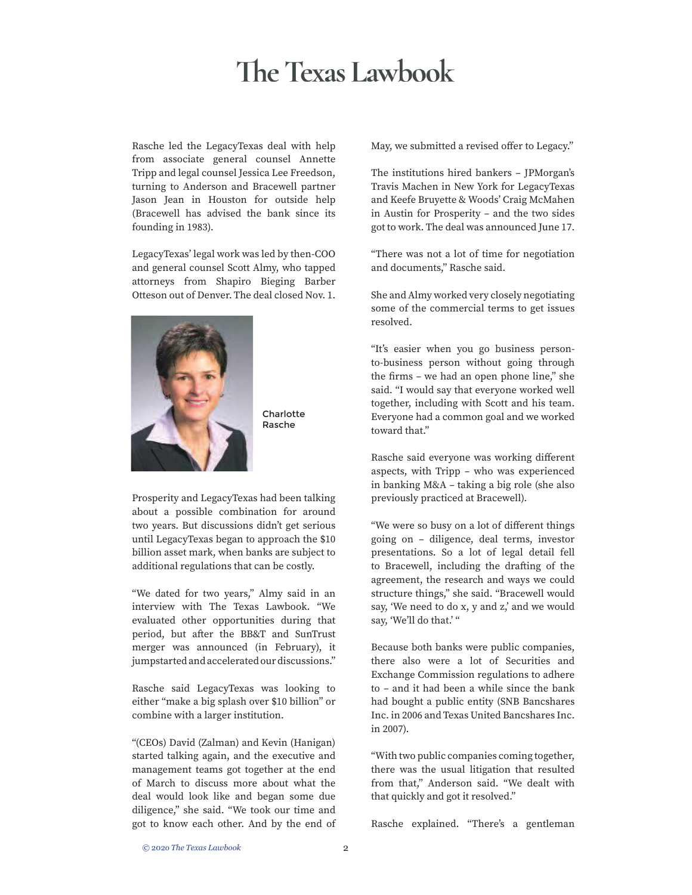Rasche led the LegacyTexas deal with help from associate general counsel Annette Tripp and legal counsel Jessica Lee Freedson, turning to Anderson and Bracewell partner Jason Jean in Houston for outside help (Bracewell has advised the bank since its founding in 1983).

LegacyTexas' legal work was led by then-COO and general counsel Scott Almy, who tapped attorneys from Shapiro Bieging Barber Otteson out of Denver. The deal closed Nov. 1.

Charlotte Rasche

Prosperity and LegacyTexas had been talking about a possible combination for around two years. But discussions didn't get serious until LegacyTexas began to approach the $10 billion asset mark, when banks are subject to additional regulations that can be costly.

"We dated for two years," Almy said in an interview with The Texas Lawbook. "We evaluated other opportunities during that period, but after the BB&T and SunTrust merger was announced (in February), it jumpstarted and accelerated our discussions."

Rasche said LegacyTexas was looking to either "make a big splash over $10 billion" or combine with a larger institution.

"(CEOs) David (Zalman) and Kevin (Hanigan) started talking again, and the executive and management teams got together at the end of March to discuss more about what the deal would look like and began some due diligence," she said. "We took our time and got to know each other. And by the end of May, we submitted a revised offer to Legacy."

The institutions hired bankers – JPMorgan's Travis Machen in New York for LegacyTexas and Keefe Bruyette & Woods' Craig McMahen in Austin for Prosperity – and the two sides got to work. The deal was announced June 17.

"There was not a lot of time for negotiation and documents," Rasche said.

She and Almy worked very closely negotiating some of the commercial terms to get issues resolved.

"It's easier when you go business person-to-business person without going through the firms – we had an open phone line," she said. "I would say that everyone worked well together, including with Scott and his team. Everyone had a common goal and we worked toward that."

Rasche said everyone was working different aspects, with Tripp – who was experienced in banking M&A – taking a big role (she also previously practiced at Bracewell).

"We were so busy on a lot of different things going on – diligence, deal terms, investor presentations. So a lot of legal detail fell to Bracewell, including the drafting of the agreement, the research and ways we could structure things," she said. "Bracewell would say, 'We need to do x, y and z,' and we would say, 'We'll do that.' "

Because both banks were public companies, there also were a lot of Securities and Exchange Commission regulations to adhere to – and it had been a while since the bank had bought a public entity (SNB Bancshares Inc. in 2006 and Texas United Bancshares Inc. in 2007).

"With two public companies coming together, there was the usual litigation that resulted from that," Anderson said. "We dealt with that quickly and got it resolved."

Rasche explained. "There's a gentleman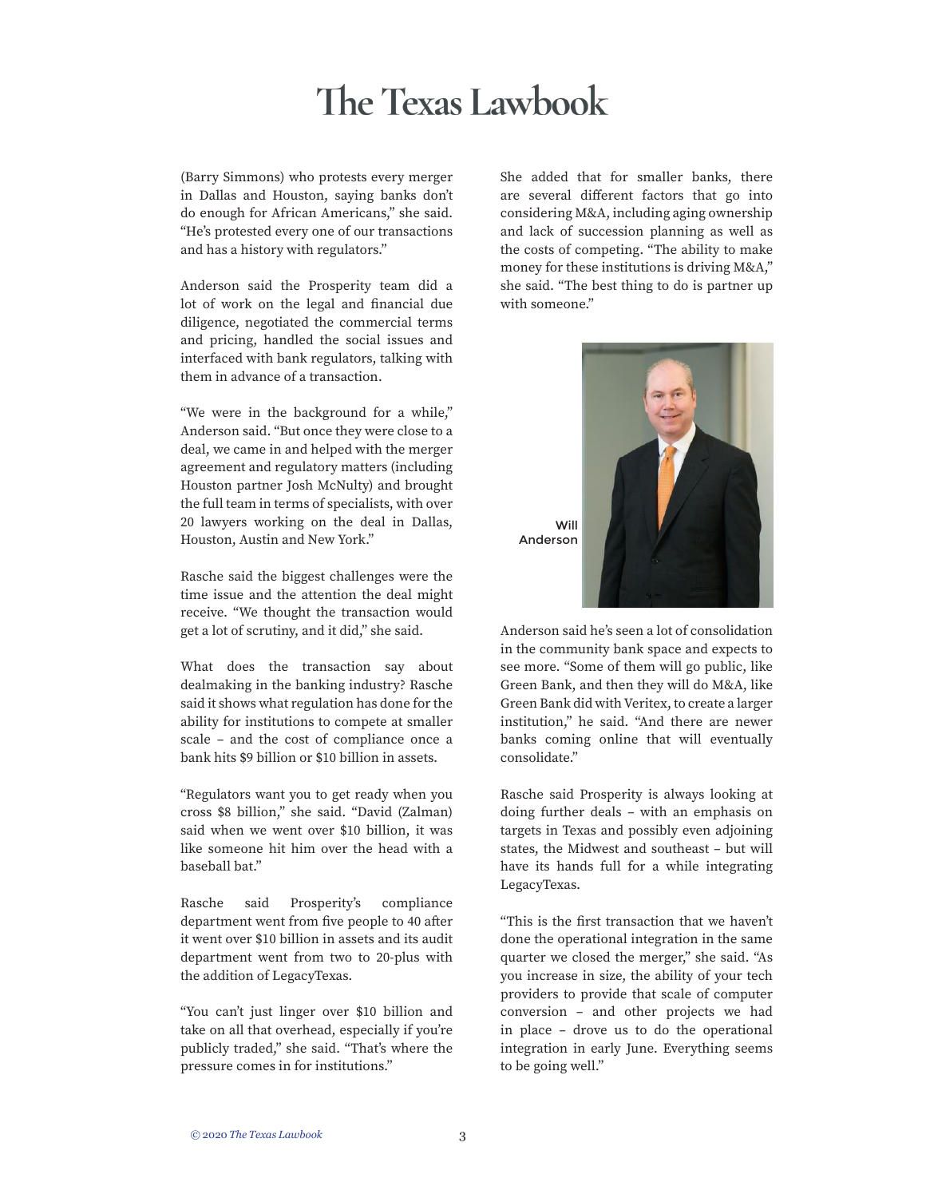(Barry Simmons) who protests every merger in Dallas and Houston, saying banks don't do enough for African Americans," she said. "He's protested every one of our transactions and has a history with regulators."

Anderson said the Prosperity team did a lot of work on the legal and financial due diligence, negotiated the commercial terms and pricing, handled the social issues and interfaced with bank regulators, talking with them in advance of a transaction.

"We were in the background for a while," Anderson said. "But once they were close to a deal, we came in and helped with the merger agreement and regulatory matters (including Houston partner Josh McNulty) and brought the full team in terms of specialists, with over 20 lawyers working on the deal in Dallas, Houston, Austin and New York."

Rasche said the biggest challenges were the time issue and the attention the deal might receive. "We thought the transaction would get a lot of scrutiny, and it did," she said.

What does the transaction say about dealmaking in the banking industry? Rasche said it shows what regulation has done for the ability for institutions to compete at smaller scale – and the cost of compliance once a bank hits $9 billion or $10 billion in assets.

"Regulators want you to get ready when you cross $8 billion," she said. "David (Zalman) said when we went over $10 billion, it was like someone hit him over the head with a baseball bat."

Rasche said Prosperity's compliance department went from five people to 40 after it went over $10 billion in assets and its audit department went from two to 20-plus with the addition of LegacyTexas.

"You can't just linger over $10 billion and take on all that overhead, especially if you're publicly traded," she said. "That's where the pressure comes in for institutions."

She added that for smaller banks, there are several different factors that go into considering M&A, including aging ownership and lack of succession planning as well as the costs of competing. "The ability to make money for these institutions is driving M&A," she said. "The best thing to do is partner up with someone."

Will Anderson

Anderson said he's seen a lot of consolidation in the community bank space and expects to see more. "Some of them will go public, like Green Bank, and then they will do M&A, like Green Bank did with Veritex, to create a larger institution," he said. "And there are newer banks coming online that will eventually consolidate."

Rasche said Prosperity is always looking at doing further deals – with an emphasis on targets in Texas and possibly even adjoining states, the Midwest and southeast – but will have its hands full for a while integrating LegacyTexas.

"This is the first transaction that we haven't done the operational integration in the same quarter we closed the merger," she said. "As you increase in size, the ability of your tech providers to provide that scale of computer conversion – and other projects we had in place – drove us to do the operational integration in early June. Everything seems to be going well."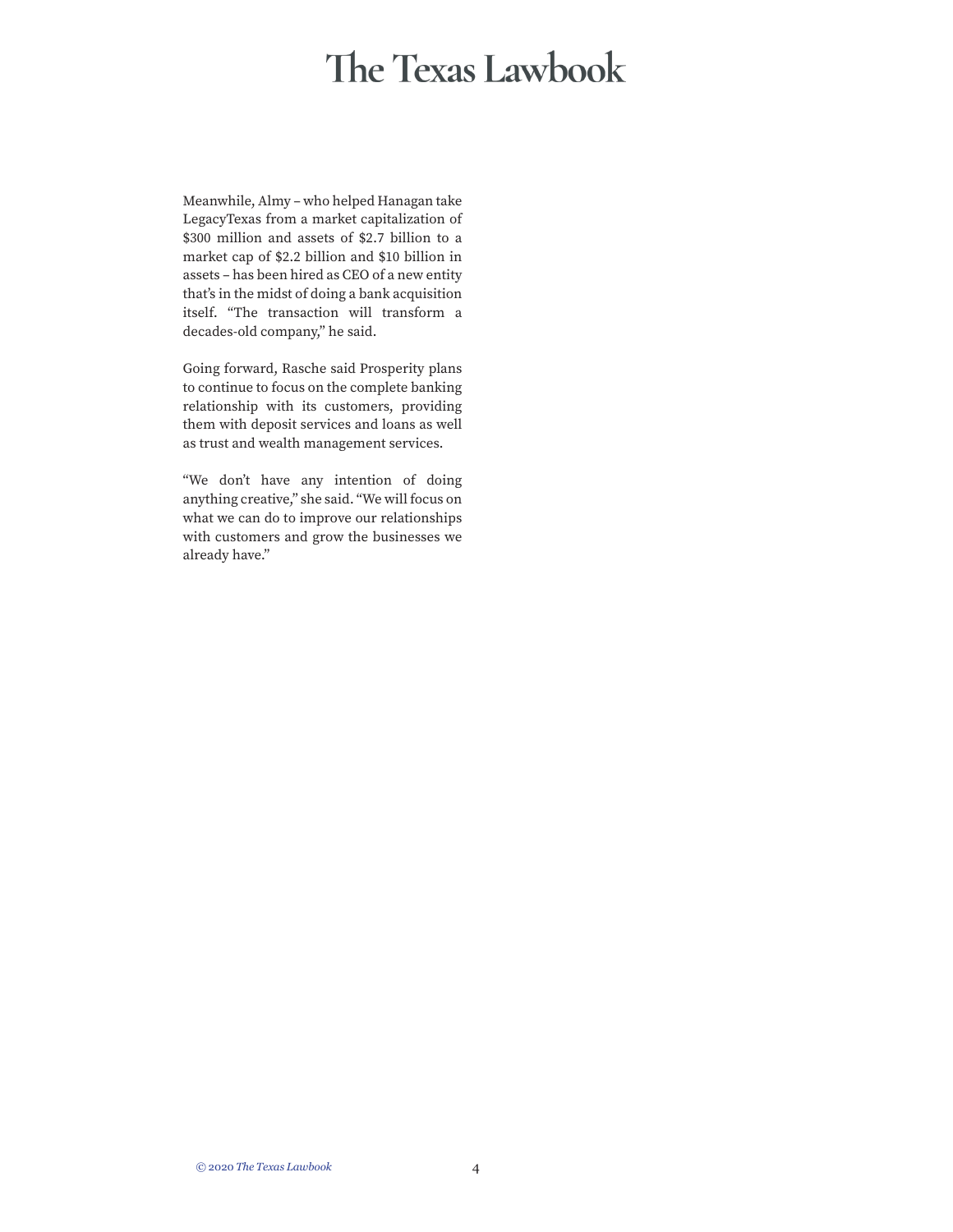Meanwhile, Almy – who helped Hanagan take LegacyTexas from a market capitalization of $300 million and assets of $2.7 billion to a market cap of $2.2 billion and $10 billion in assets – has been hired as CEO of a new entity that's in the midst of doing a bank acquisition itself. "The transaction will transform a decades-old company," he said.

Going forward, Rasche said Prosperity plans to continue to focus on the complete banking relationship with its customers, providing them with deposit services and loans as well as trust and wealth management services.

"We don't have any intention of doing anything creative," she said. "We will focus on what we can do to improve our relationships with customers and grow the businesses we already have."